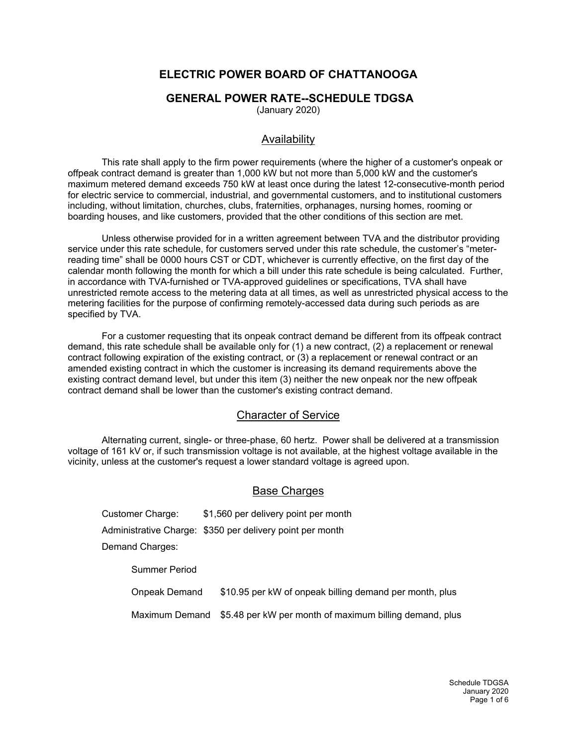# ELECTRIC POWER BOARD OF CHATTANOOGA

## GENERAL POWER RATE--SCHEDULE TDGSA

(January 2020)

### Availability

This rate shall apply to the firm power requirements (where the higher of a customer's onpeak or offpeak contract demand is greater than 1,000 kW but not more than 5,000 kW and the customer's maximum metered demand exceeds 750 kW at least once during the latest 12-consecutive-month period for electric service to commercial, industrial, and governmental customers, and to institutional customers including, without limitation, churches, clubs, fraternities, orphanages, nursing homes, rooming or boarding houses, and like customers, provided that the other conditions of this section are met.

Unless otherwise provided for in a written agreement between TVA and the distributor providing service under this rate schedule, for customers served under this rate schedule, the customer's "meter-reading time" shall be 0000 hours CST or CDT, whichever is currently effective, on the first day of the calendar month following the month for which a bill under this rate schedule is being calculated. Further, in accordance with TVA-furnished or TVA-approved guidelines or specifications, TVA shall have unrestricted remote access to the metering data at all times, as well as unrestricted physical access to the metering facilities for the purpose of confirming remotely-accessed data during such periods as are specified by TVA.

For a customer requesting that its onpeak contract demand be different from its offpeak contract demand, this rate schedule shall be available only for (1) a new contract, (2) a replacement or renewal contract following expiration of the existing contract, or (3) a replacement or renewal contract or an amended existing contract in which the customer is increasing its demand requirements above the existing contract demand level, but under this item (3) neither the new onpeak nor the new offpeak contract demand shall be lower than the customer's existing contract demand.

### Character of Service

Alternating current, single- or three-phase, 60 hertz. Power shall be delivered at a transmission voltage of 161 kV or, if such transmission voltage is not available, at the highest voltage available in the vicinity, unless at the customer's request a lower standard voltage is agreed upon.

### Base Charges

Customer Charge: $1,560 per delivery point per month

Administrative Charge: $350 per delivery point per month

Demand Charges:

Summer Period

Onpeak Demand $10.95 per kW of onpeak billing demand per month, plus

Maximum Demand $5.48 per kW per month of maximum billing demand, plus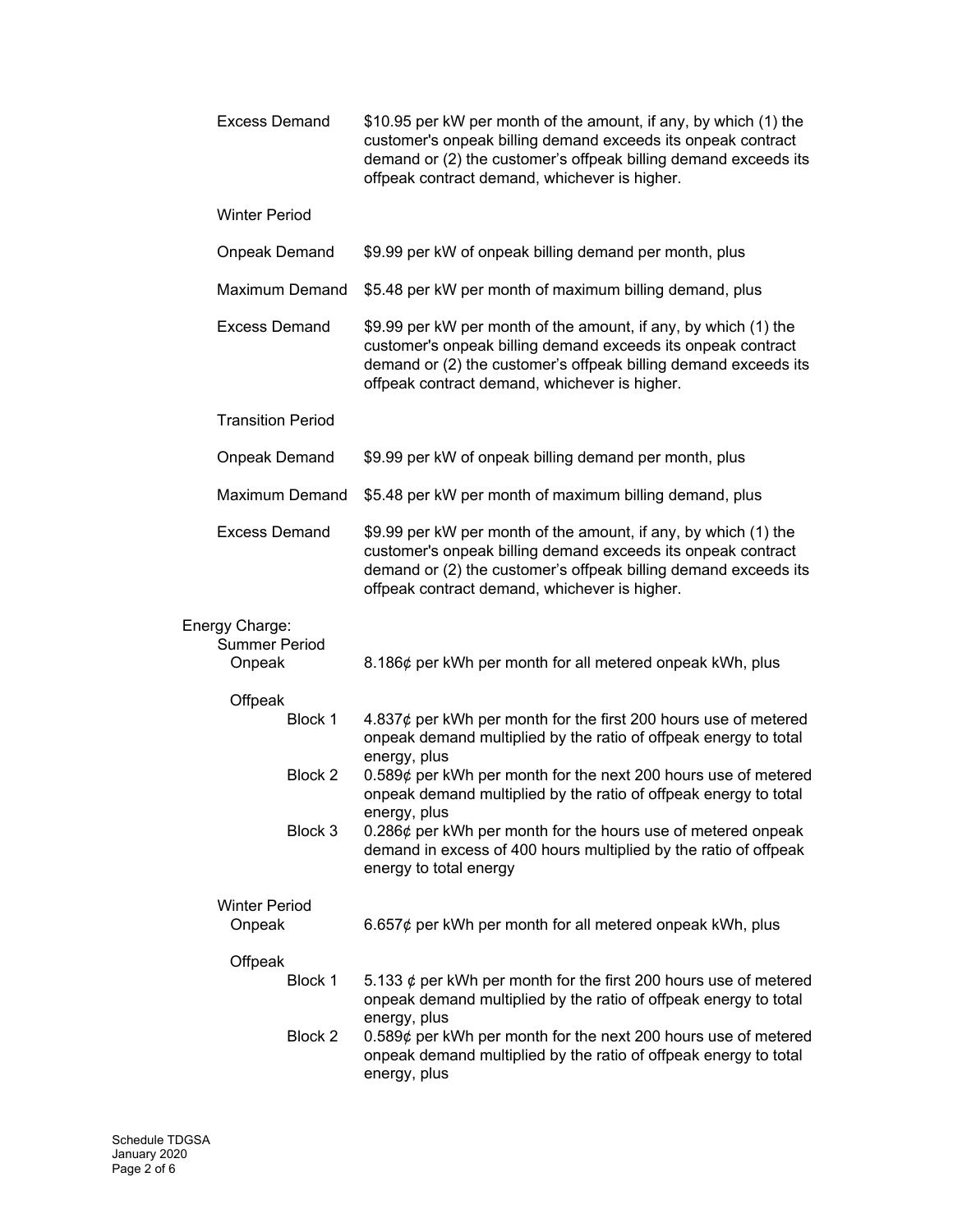Excess Demand — $10.95 per kW per month of the amount, if any, by which (1) the customer's onpeak billing demand exceeds its onpeak contract demand or (2) the customer's offpeak billing demand exceeds its offpeak contract demand, whichever is higher.

Winter Period

Onpeak Demand — $9.99 per kW of onpeak billing demand per month, plus

Maximum Demand — $5.48 per kW per month of maximum billing demand, plus

Excess Demand — $9.99 per kW per month of the amount, if any, by which (1) the customer's onpeak billing demand exceeds its onpeak contract demand or (2) the customer's offpeak billing demand exceeds its offpeak contract demand, whichever is higher.

Transition Period

Onpeak Demand — $9.99 per kW of onpeak billing demand per month, plus

Maximum Demand — $5.48 per kW per month of maximum billing demand, plus

Excess Demand — $9.99 per kW per month of the amount, if any, by which (1) the customer's onpeak billing demand exceeds its onpeak contract demand or (2) the customer's offpeak billing demand exceeds its offpeak contract demand, whichever is higher.

Energy Charge:

Summer Period

Onpeak — 8.186¢ per kWh per month for all metered onpeak kWh, plus

Offpeak

- Block 1 — 4.837¢ per kWh per month for the first 200 hours use of metered onpeak demand multiplied by the ratio of offpeak energy to total energy, plus
- Block 2 — 0.589¢ per kWh per month for the next 200 hours use of metered onpeak demand multiplied by the ratio of offpeak energy to total energy, plus
- Block 3 — 0.286¢ per kWh per month for the hours use of metered onpeak demand in excess of 400 hours multiplied by the ratio of offpeak energy to total energy

Winter Period

Onpeak — 6.657¢ per kWh per month for all metered onpeak kWh, plus

Offpeak

- Block 1 — 5.133 ¢ per kWh per month for the first 200 hours use of metered onpeak demand multiplied by the ratio of offpeak energy to total energy, plus
- Block 2 — 0.589¢ per kWh per month for the next 200 hours use of metered onpeak demand multiplied by the ratio of offpeak energy to total energy, plus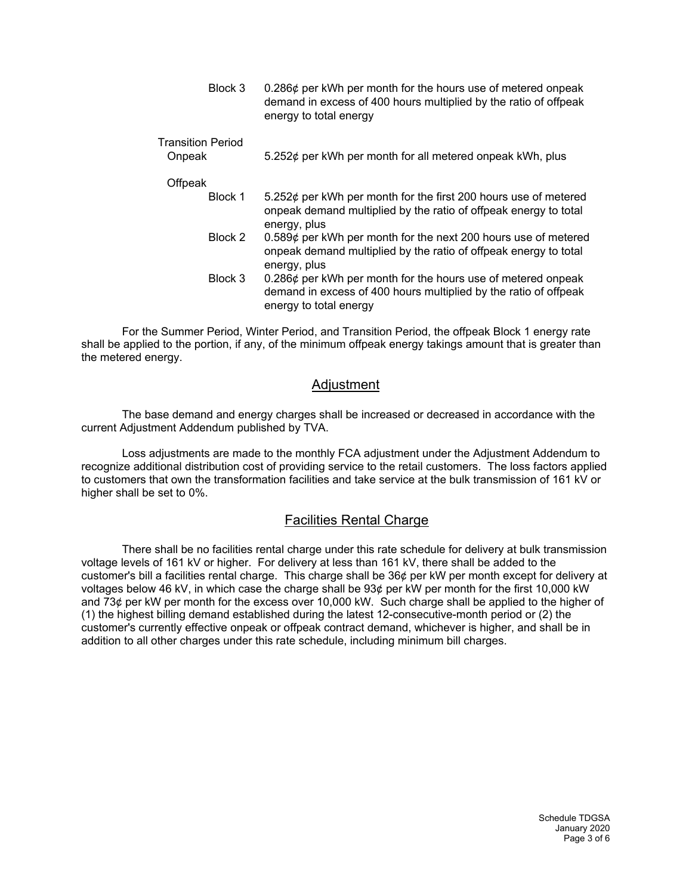Block 3 0.286¢ per kWh per month for the hours use of metered onpeak demand in excess of 400 hours multiplied by the ratio of offpeak energy to total energy

Transition Period

Onpeak 5.252¢ per kWh per month for all metered onpeak kWh, plus

Offpeak

Block 1 5.252¢ per kWh per month for the first 200 hours use of metered onpeak demand multiplied by the ratio of offpeak energy to total energy, plus

Block 2 0.589¢ per kWh per month for the next 200 hours use of metered onpeak demand multiplied by the ratio of offpeak energy to total energy, plus

Block 3 0.286¢ per kWh per month for the hours use of metered onpeak demand in excess of 400 hours multiplied by the ratio of offpeak energy to total energy

For the Summer Period, Winter Period, and Transition Period, the offpeak Block 1 energy rate shall be applied to the portion, if any, of the minimum offpeak energy takings amount that is greater than the metered energy.

## Adjustment

The base demand and energy charges shall be increased or decreased in accordance with the current Adjustment Addendum published by TVA.

Loss adjustments are made to the monthly FCA adjustment under the Adjustment Addendum to recognize additional distribution cost of providing service to the retail customers. The loss factors applied to customers that own the transformation facilities and take service at the bulk transmission of 161 kV or higher shall be set to 0%.

## Facilities Rental Charge

There shall be no facilities rental charge under this rate schedule for delivery at bulk transmission voltage levels of 161 kV or higher. For delivery at less than 161 kV, there shall be added to the customer's bill a facilities rental charge. This charge shall be 36¢ per kW per month except for delivery at voltages below 46 kV, in which case the charge shall be 93¢ per kW per month for the first 10,000 kW and 73¢ per kW per month for the excess over 10,000 kW. Such charge shall be applied to the higher of (1) the highest billing demand established during the latest 12-consecutive-month period or (2) the customer's currently effective onpeak or offpeak contract demand, whichever is higher, and shall be in addition to all other charges under this rate schedule, including minimum bill charges.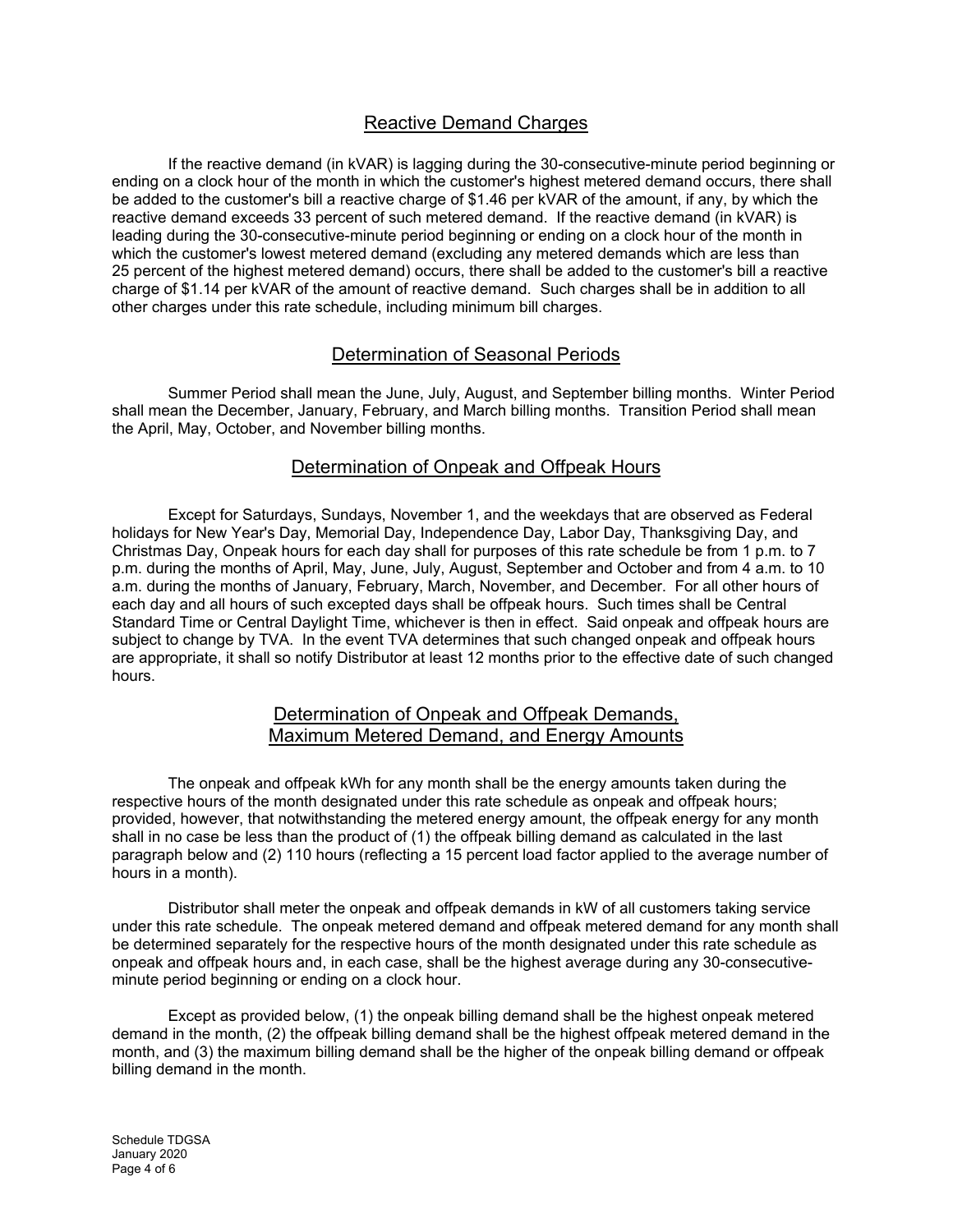## Reactive Demand Charges

If the reactive demand (in kVAR) is lagging during the 30-consecutive-minute period beginning or ending on a clock hour of the month in which the customer's highest metered demand occurs, there shall be added to the customer's bill a reactive charge of $1.46 per kVAR of the amount, if any, by which the reactive demand exceeds 33 percent of such metered demand. If the reactive demand (in kVAR) is leading during the 30-consecutive-minute period beginning or ending on a clock hour of the month in which the customer's lowest metered demand (excluding any metered demands which are less than 25 percent of the highest metered demand) occurs, there shall be added to the customer's bill a reactive charge of $1.14 per kVAR of the amount of reactive demand. Such charges shall be in addition to all other charges under this rate schedule, including minimum bill charges.

## Determination of Seasonal Periods

Summer Period shall mean the June, July, August, and September billing months. Winter Period shall mean the December, January, February, and March billing months. Transition Period shall mean the April, May, October, and November billing months.

## Determination of Onpeak and Offpeak Hours

Except for Saturdays, Sundays, November 1, and the weekdays that are observed as Federal holidays for New Year's Day, Memorial Day, Independence Day, Labor Day, Thanksgiving Day, and Christmas Day, Onpeak hours for each day shall for purposes of this rate schedule be from 1 p.m. to 7 p.m. during the months of April, May, June, July, August, September and October and from 4 a.m. to 10 a.m. during the months of January, February, March, November, and December. For all other hours of each day and all hours of such excepted days shall be offpeak hours. Such times shall be Central Standard Time or Central Daylight Time, whichever is then in effect. Said onpeak and offpeak hours are subject to change by TVA. In the event TVA determines that such changed onpeak and offpeak hours are appropriate, it shall so notify Distributor at least 12 months prior to the effective date of such changed hours.

## Determination of Onpeak and Offpeak Demands, Maximum Metered Demand, and Energy Amounts

The onpeak and offpeak kWh for any month shall be the energy amounts taken during the respective hours of the month designated under this rate schedule as onpeak and offpeak hours; provided, however, that notwithstanding the metered energy amount, the offpeak energy for any month shall in no case be less than the product of (1) the offpeak billing demand as calculated in the last paragraph below and (2) 110 hours (reflecting a 15 percent load factor applied to the average number of hours in a month).

Distributor shall meter the onpeak and offpeak demands in kW of all customers taking service under this rate schedule. The onpeak metered demand and offpeak metered demand for any month shall be determined separately for the respective hours of the month designated under this rate schedule as onpeak and offpeak hours and, in each case, shall be the highest average during any 30-consecutive-minute period beginning or ending on a clock hour.

Except as provided below, (1) the onpeak billing demand shall be the highest onpeak metered demand in the month, (2) the offpeak billing demand shall be the highest offpeak metered demand in the month, and (3) the maximum billing demand shall be the higher of the onpeak billing demand or offpeak billing demand in the month.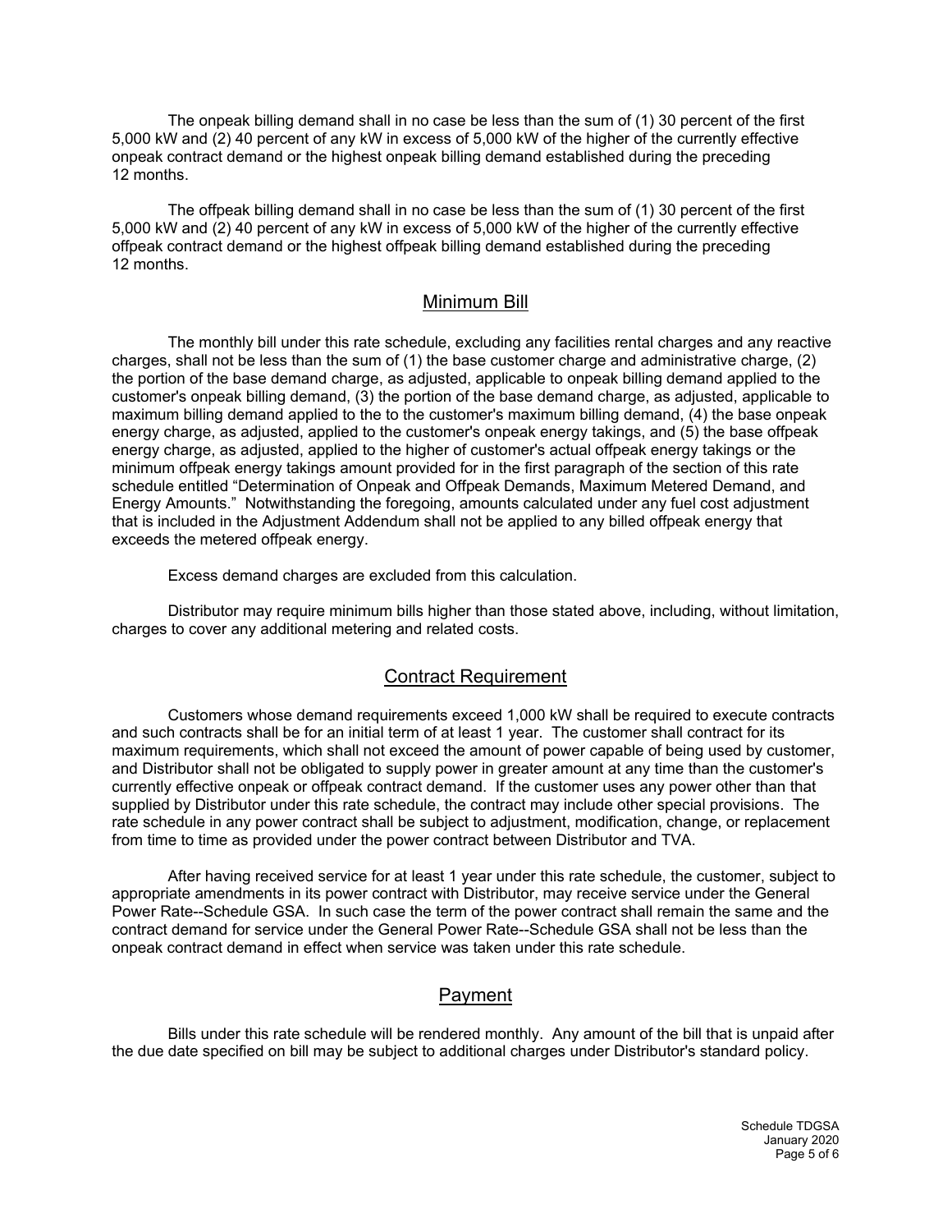The onpeak billing demand shall in no case be less than the sum of (1) 30 percent of the first 5,000 kW and (2) 40 percent of any kW in excess of 5,000 kW of the higher of the currently effective onpeak contract demand or the highest onpeak billing demand established during the preceding 12 months.

The offpeak billing demand shall in no case be less than the sum of (1) 30 percent of the first 5,000 kW and (2) 40 percent of any kW in excess of 5,000 kW of the higher of the currently effective offpeak contract demand or the highest offpeak billing demand established during the preceding 12 months.

## Minimum Bill

The monthly bill under this rate schedule, excluding any facilities rental charges and any reactive charges, shall not be less than the sum of (1) the base customer charge and administrative charge, (2) the portion of the base demand charge, as adjusted, applicable to onpeak billing demand applied to the customer's onpeak billing demand, (3) the portion of the base demand charge, as adjusted, applicable to maximum billing demand applied to the to the customer's maximum billing demand, (4) the base onpeak energy charge, as adjusted, applied to the customer's onpeak energy takings, and (5) the base offpeak energy charge, as adjusted, applied to the higher of customer's actual offpeak energy takings or the minimum offpeak energy takings amount provided for in the first paragraph of the section of this rate schedule entitled "Determination of Onpeak and Offpeak Demands, Maximum Metered Demand, and Energy Amounts." Notwithstanding the foregoing, amounts calculated under any fuel cost adjustment that is included in the Adjustment Addendum shall not be applied to any billed offpeak energy that exceeds the metered offpeak energy.

Excess demand charges are excluded from this calculation.

Distributor may require minimum bills higher than those stated above, including, without limitation, charges to cover any additional metering and related costs.

## Contract Requirement

Customers whose demand requirements exceed 1,000 kW shall be required to execute contracts and such contracts shall be for an initial term of at least 1 year. The customer shall contract for its maximum requirements, which shall not exceed the amount of power capable of being used by customer, and Distributor shall not be obligated to supply power in greater amount at any time than the customer's currently effective onpeak or offpeak contract demand. If the customer uses any power other than that supplied by Distributor under this rate schedule, the contract may include other special provisions. The rate schedule in any power contract shall be subject to adjustment, modification, change, or replacement from time to time as provided under the power contract between Distributor and TVA.

After having received service for at least 1 year under this rate schedule, the customer, subject to appropriate amendments in its power contract with Distributor, may receive service under the General Power Rate--Schedule GSA. In such case the term of the power contract shall remain the same and the contract demand for service under the General Power Rate--Schedule GSA shall not be less than the onpeak contract demand in effect when service was taken under this rate schedule.

## Payment

Bills under this rate schedule will be rendered monthly. Any amount of the bill that is unpaid after the due date specified on bill may be subject to additional charges under Distributor's standard policy.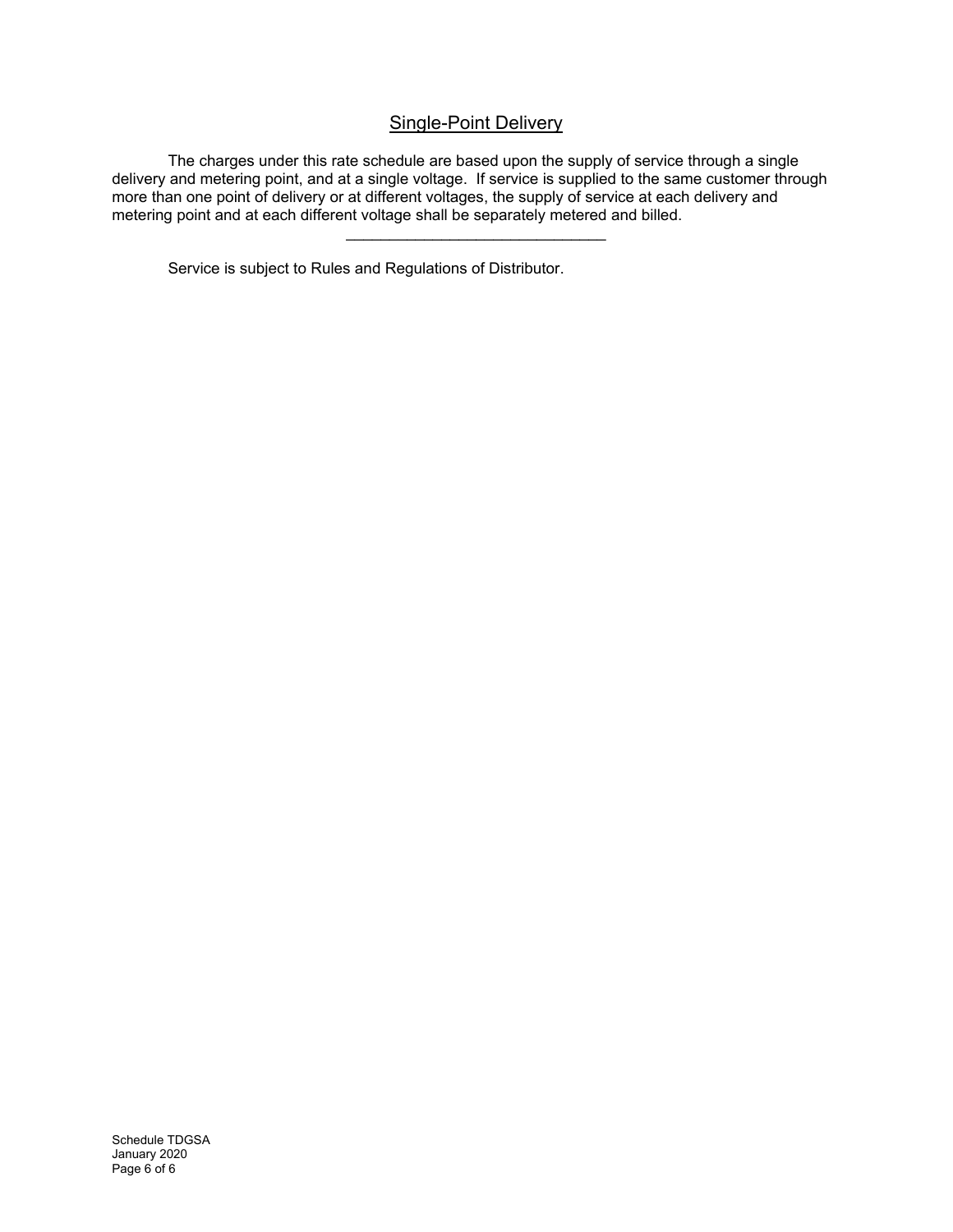## Single-Point Delivery

The charges under this rate schedule are based upon the supply of service through a single delivery and metering point, and at a single voltage. If service is supplied to the same customer through more than one point of delivery or at different voltages, the supply of service at each delivery and metering point and at each different voltage shall be separately metered and billed.

---

Service is subject to Rules and Regulations of Distributor.